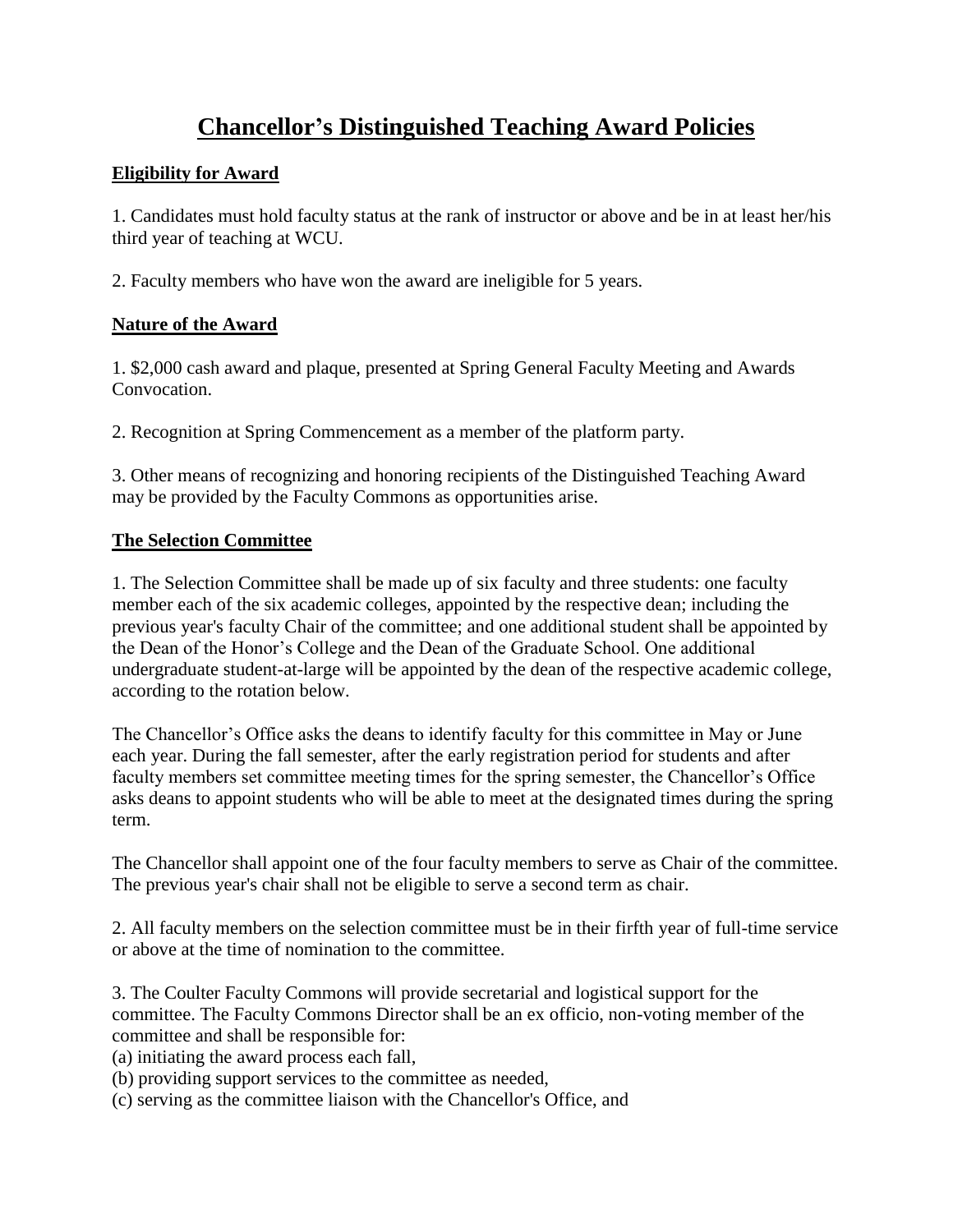# Chancellor's Distinguished Teaching Award Policies

**Eligibility for Award**

1. Candidates must hold faculty status at the rank of instructor or above and be in at least her/his third year of teaching at WCU.

2. Faculty members who have won the award are ineligible for 5 years.

**Nature of the Award**

1. $2,000 cash award and plaque, presented at Spring General Faculty Meeting and Awards Convocation.

2. Recognition at Spring Commencement as a member of the platform party.

3. Other means of recognizing and honoring recipients of the Distinguished Teaching Award may be provided by the Faculty Commons as opportunities arise.

**The Selection Committee**

1. The Selection Committee shall be made up of six faculty and three students: one faculty member each of the six academic colleges, appointed by the respective dean; including the previous year's faculty Chair of the committee; and one additional student shall be appointed by the Dean of the Honor's College and the Dean of the Graduate School. One additional undergraduate student-at-large will be appointed by the dean of the respective academic college, according to the rotation below.

The Chancellor's Office asks the deans to identify faculty for this committee in May or June each year. During the fall semester, after the early registration period for students and after faculty members set committee meeting times for the spring semester, the Chancellor's Office asks deans to appoint students who will be able to meet at the designated times during the spring term.

The Chancellor shall appoint one of the four faculty members to serve as Chair of the committee. The previous year's chair shall not be eligible to serve a second term as chair.

2. All faculty members on the selection committee must be in their firfth year of full-time service or above at the time of nomination to the committee.

3. The Coulter Faculty Commons will provide secretarial and logistical support for the committee. The Faculty Commons Director shall be an ex officio, non-voting member of the committee and shall be responsible for:
(a) initiating the award process each fall,
(b) providing support services to the committee as needed,
(c) serving as the committee liaison with the Chancellor's Office, and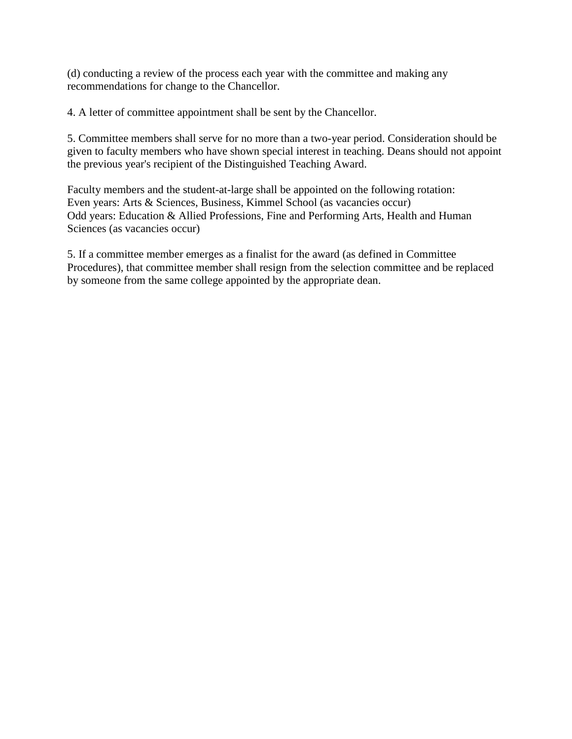(d) conducting a review of the process each year with the committee and making any recommendations for change to the Chancellor.

4. A letter of committee appointment shall be sent by the Chancellor.

5. Committee members shall serve for no more than a two-year period. Consideration should be given to faculty members who have shown special interest in teaching. Deans should not appoint the previous year's recipient of the Distinguished Teaching Award.

Faculty members and the student-at-large shall be appointed on the following rotation:
Even years: Arts & Sciences, Business, Kimmel School (as vacancies occur)
Odd years: Education & Allied Professions, Fine and Performing Arts, Health and Human Sciences (as vacancies occur)

5. If a committee member emerges as a finalist for the award (as defined in Committee Procedures), that committee member shall resign from the selection committee and be replaced by someone from the same college appointed by the appropriate dean.